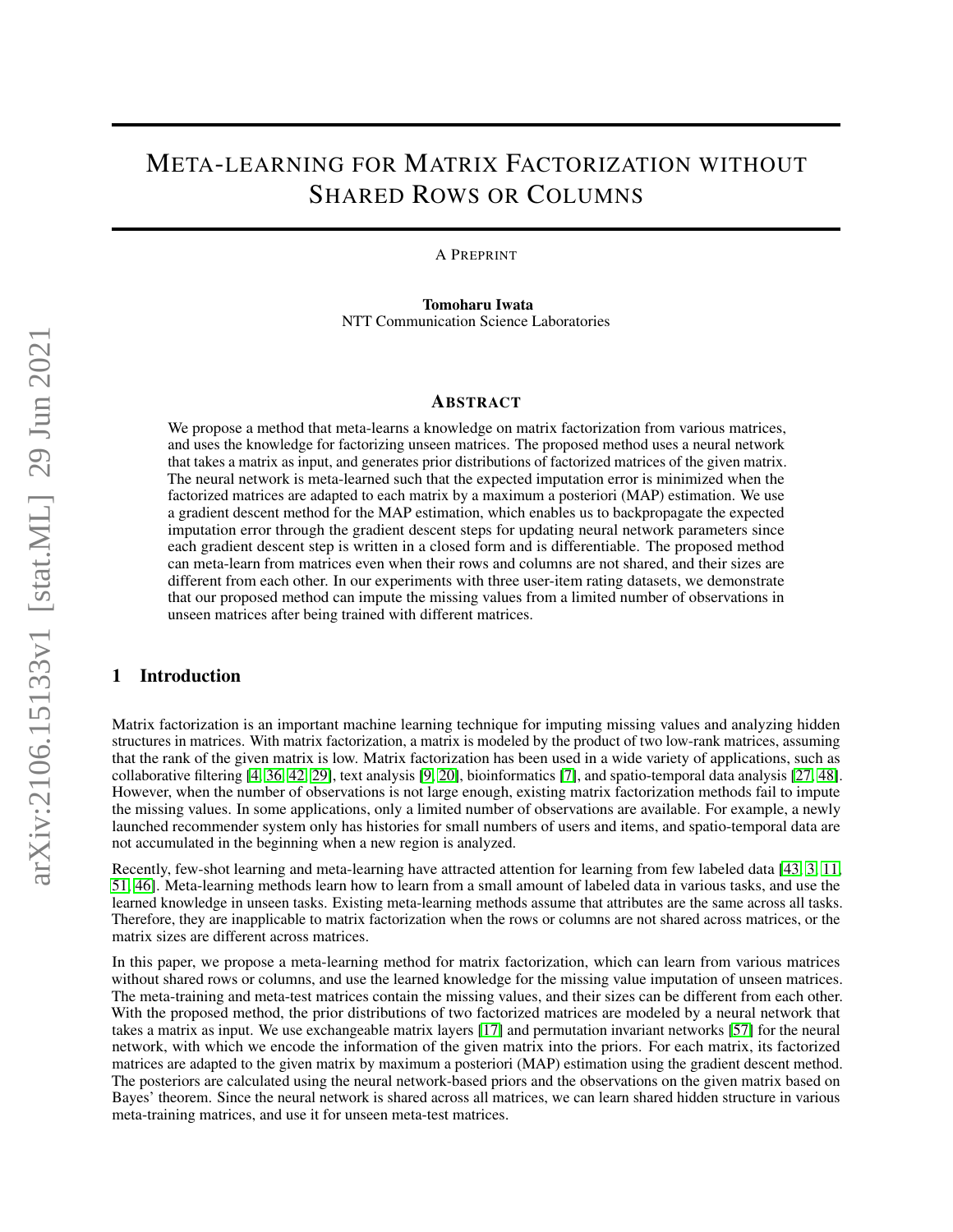# META-LEARNING FOR MATRIX FACTORIZATION WITHOUT SHARED ROWS OR COLUMNS

A PREPRINT

**Tomoharu Iwata**
NTT Communication Science Laboratories

## ABSTRACT

We propose a method that meta-learns a knowledge on matrix factorization from various matrices, and uses the knowledge for factorizing unseen matrices. The proposed method uses a neural network that takes a matrix as input, and generates prior distributions of factorized matrices of the given matrix. The neural network is meta-learned such that the expected imputation error is minimized when the factorized matrices are adapted to each matrix by a maximum a posteriori (MAP) estimation. We use a gradient descent method for the MAP estimation, which enables us to backpropagate the expected imputation error through the gradient descent steps for updating neural network parameters since each gradient descent step is written in a closed form and is differentiable. The proposed method can meta-learn from matrices even when their rows and columns are not shared, and their sizes are different from each other. In our experiments with three user-item rating datasets, we demonstrate that our proposed method can impute the missing values from a limited number of observations in unseen matrices after being trained with different matrices.

## 1 Introduction

Matrix factorization is an important machine learning technique for imputing missing values and analyzing hidden structures in matrices. With matrix factorization, a matrix is modeled by the product of two low-rank matrices, assuming that the rank of the given matrix is low. Matrix factorization has been used in a wide variety of applications, such as collaborative filtering [4, 36, 42, 29], text analysis [9, 20], bioinformatics [7], and spatio-temporal data analysis [27, 48]. However, when the number of observations is not large enough, existing matrix factorization methods fail to impute the missing values. In some applications, only a limited number of observations are available. For example, a newly launched recommender system only has histories for small numbers of users and items, and spatio-temporal data are not accumulated in the beginning when a new region is analyzed.

Recently, few-shot learning and meta-learning have attracted attention for learning from few labeled data [43, 3, 11, 51, 46]. Meta-learning methods learn how to learn from a small amount of labeled data in various tasks, and use the learned knowledge in unseen tasks. Existing meta-learning methods assume that attributes are the same across all tasks. Therefore, they are inapplicable to matrix factorization when the rows or columns are not shared across matrices, or the matrix sizes are different across matrices.

In this paper, we propose a meta-learning method for matrix factorization, which can learn from various matrices without shared rows or columns, and use the learned knowledge for the missing value imputation of unseen matrices. The meta-training and meta-test matrices contain the missing values, and their sizes can be different from each other. With the proposed method, the prior distributions of two factorized matrices are modeled by a neural network that takes a matrix as input. We use exchangeable matrix layers [17] and permutation invariant networks [57] for the neural network, with which we encode the information of the given matrix into the priors. For each matrix, its factorized matrices are adapted to the given matrix by maximum a posteriori (MAP) estimation using the gradient descent method. The posteriors are calculated using the neural network-based priors and the observations on the given matrix based on Bayes' theorem. Since the neural network is shared across all matrices, we can learn shared hidden structure in various meta-training matrices, and use it for unseen meta-test matrices.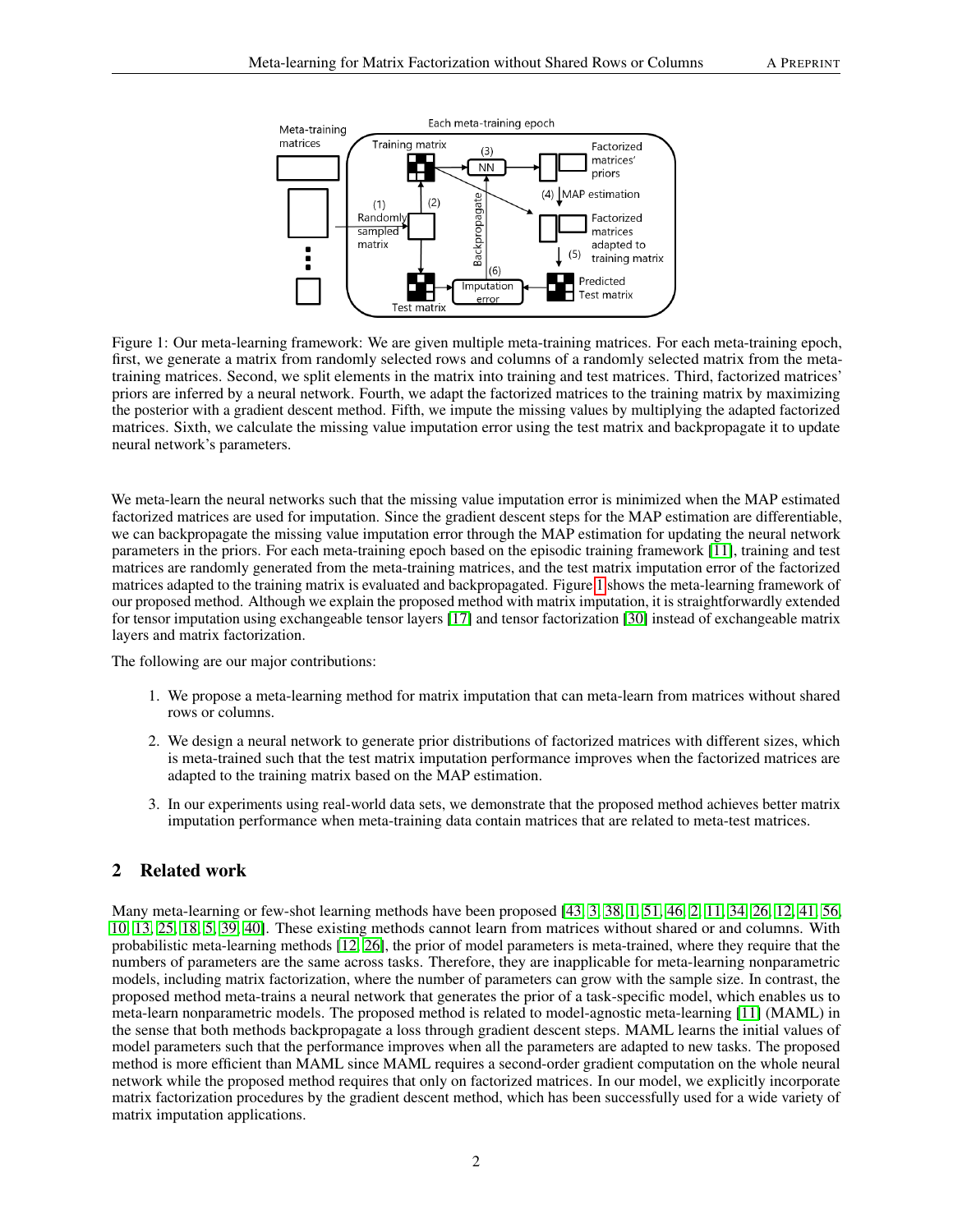Figure 1: Our meta-learning framework: We are given multiple meta-training matrices. For each meta-training epoch, first, we generate a matrix from randomly selected rows and columns of a randomly selected matrix from the meta-training matrices. Second, we split elements in the matrix into training and test matrices. Third, factorized matrices' priors are inferred by a neural network. Fourth, we adapt the factorized matrices to the training matrix by maximizing the posterior with a gradient descent method. Fifth, we impute the missing values by multiplying the adapted factorized matrices. Sixth, we calculate the missing value imputation error using the test matrix and backpropagate it to update neural network's parameters.

We meta-learn the neural networks such that the missing value imputation error is minimized when the MAP estimated factorized matrices are used for imputation. Since the gradient descent steps for the MAP estimation are differentiable, we can backpropagate the missing value imputation error through the MAP estimation for updating the neural network parameters in the priors. For each meta-training epoch based on the episodic training framework [11], training and test matrices are randomly generated from the meta-training matrices, and the test matrix imputation error of the factorized matrices adapted to the training matrix is evaluated and backpropagated. Figure 1 shows the meta-learning framework of our proposed method. Although we explain the proposed method with matrix imputation, it is straightforwardly extended for tensor imputation using exchangeable tensor layers [17] and tensor factorization [30] instead of exchangeable matrix layers and matrix factorization.

The following are our major contributions:

1. We propose a meta-learning method for matrix imputation that can meta-learn from matrices without shared rows or columns.
2. We design a neural network to generate prior distributions of factorized matrices with different sizes, which is meta-trained such that the test matrix imputation performance improves when the factorized matrices are adapted to the training matrix based on the MAP estimation.
3. In our experiments using real-world data sets, we demonstrate that the proposed method achieves better matrix imputation performance when meta-training data contain matrices that are related to meta-test matrices.

## 2 Related work

Many meta-learning or few-shot learning methods have been proposed [43, 3, 38, 1, 51, 46, 2, 11, 34, 26, 12, 41, 56, 10, 13, 25, 18, 5, 39, 40]. These existing methods cannot learn from matrices without shared or and columns. With probabilistic meta-learning methods [12, 26], the prior of model parameters is meta-trained, where they require that the numbers of parameters are the same across tasks. Therefore, they are inapplicable for meta-learning nonparametric models, including matrix factorization, where the number of parameters can grow with the sample size. In contrast, the proposed method meta-trains a neural network that generates the prior of a task-specific model, which enables us to meta-learn nonparametric models. The proposed method is related to model-agnostic meta-learning [11] (MAML) in the sense that both methods backpropagate a loss through gradient descent steps. MAML learns the initial values of model parameters such that the performance improves when all the parameters are adapted to new tasks. The proposed method is more efficient than MAML since MAML requires a second-order gradient computation on the whole neural network while the proposed method requires that only on factorized matrices. In our model, we explicitly incorporate matrix factorization procedures by the gradient descent method, which has been successfully used for a wide variety of matrix imputation applications.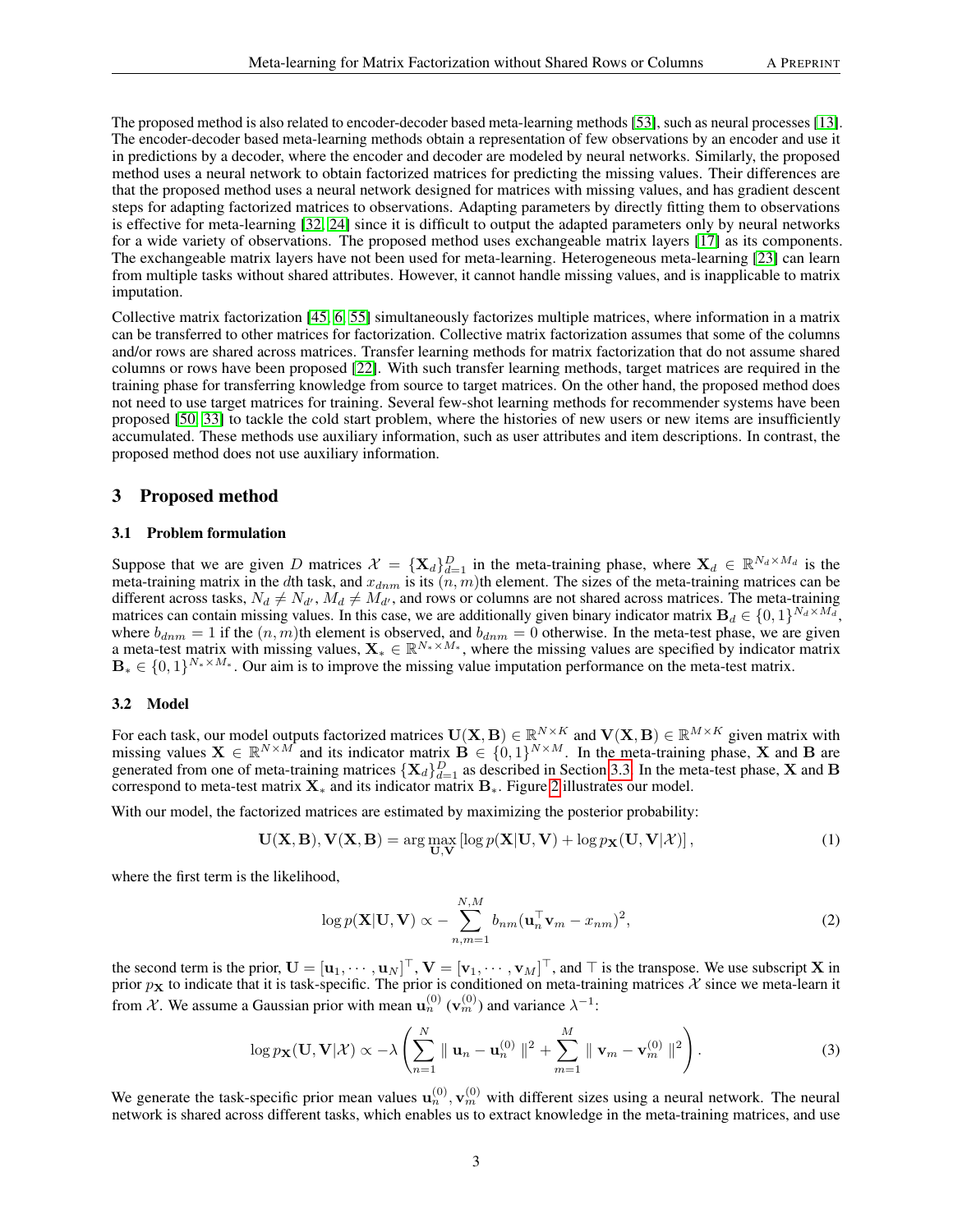The proposed method is also related to encoder-decoder based meta-learning methods [53], such as neural processes [13]. The encoder-decoder based meta-learning methods obtain a representation of few observations by an encoder and use it in predictions by a decoder, where the encoder and decoder are modeled by neural networks. Similarly, the proposed method uses a neural network to obtain factorized matrices for predicting the missing values. Their differences are that the proposed method uses a neural network designed for matrices with missing values, and has gradient descent steps for adapting factorized matrices to observations. Adapting parameters by directly fitting them to observations is effective for meta-learning [32, 24] since it is difficult to output the adapted parameters only by neural networks for a wide variety of observations. The proposed method uses exchangeable matrix layers [17] as its components. The exchangeable matrix layers have not been used for meta-learning. Heterogeneous meta-learning [23] can learn from multiple tasks without shared attributes. However, it cannot handle missing values, and is inapplicable to matrix imputation.

Collective matrix factorization [45, 6, 55] simultaneously factorizes multiple matrices, where information in a matrix can be transferred to other matrices for factorization. Collective matrix factorization assumes that some of the columns and/or rows are shared across matrices. Transfer learning methods for matrix factorization that do not assume shared columns or rows have been proposed [22]. With such transfer learning methods, target matrices are required in the training phase for transferring knowledge from source to target matrices. On the other hand, the proposed method does not need to use target matrices for training. Several few-shot learning methods for recommender systems have been proposed [50, 33] to tackle the cold start problem, where the histories of new users or new items are insufficiently accumulated. These methods use auxiliary information, such as user attributes and item descriptions. In contrast, the proposed method does not use auxiliary information.

## 3 Proposed method

### 3.1 Problem formulation

Suppose that we are given $D$ matrices $\mathcal{X} = \{\mathbf{X}_d\}_{d=1}^{D}$ in the meta-training phase, where $\mathbf{X}_d \in \mathbb{R}^{N_d \times M_d}$ is the meta-training matrix in the $d$th task, and $x_{dnm}$ is its $(n, m)$th element. The sizes of the meta-training matrices can be different across tasks, $N_d \neq N_{d'}$, $M_d \neq M_{d'}$, and rows or columns are not shared across matrices. The meta-training matrices can contain missing values. In this case, we are additionally given binary indicator matrix $\mathbf{B}_d \in \{0,1\}^{N_d \times M_d}$, where $b_{dnm} = 1$ if the $(n, m)$th element is observed, and $b_{dnm} = 0$ otherwise. In the meta-test phase, we are given a meta-test matrix with missing values, $\mathbf{X}_* \in \mathbb{R}^{N_* \times M_*}$, where the missing values are specified by indicator matrix $\mathbf{B}_* \in \{0,1\}^{N_* \times M_*}$. Our aim is to improve the missing value imputation performance on the meta-test matrix.

### 3.2 Model

For each task, our model outputs factorized matrices $\mathbf{U}(\mathbf{X}, \mathbf{B}) \in \mathbb{R}^{N \times K}$ and $\mathbf{V}(\mathbf{X}, \mathbf{B}) \in \mathbb{R}^{M \times K}$ given matrix with missing values $\mathbf{X} \in \mathbb{R}^{N \times M}$ and its indicator matrix $\mathbf{B} \in \{0,1\}^{N \times M}$. In the meta-training phase, $\mathbf{X}$ and $\mathbf{B}$ are generated from one of meta-training matrices $\{\mathbf{X}_d\}_{d=1}^{D}$ as described in Section 3.3. In the meta-test phase, $\mathbf{X}$ and $\mathbf{B}$ correspond to meta-test matrix $\mathbf{X}_*$ and its indicator matrix $\mathbf{B}_*$. Figure 2 illustrates our model.

With our model, the factorized matrices are estimated by maximizing the posterior probability:

$$\mathbf{U}(\mathbf{X}, \mathbf{B}), \mathbf{V}(\mathbf{X}, \mathbf{B}) = \arg\max_{\mathbf{U}, \mathbf{V}} \left[\log p(\mathbf{X}|\mathbf{U}, \mathbf{V}) + \log p_{\mathbf{X}}(\mathbf{U}, \mathbf{V}|\mathcal{X})\right], \tag{1}$$

where the first term is the likelihood,

$$\log p(\mathbf{X}|\mathbf{U}, \mathbf{V}) \propto -\sum_{n,m=1}^{N,M} b_{nm}(\mathbf{u}_n^\top \mathbf{v}_m - x_{nm})^2, \tag{2}$$

the second term is the prior, $\mathbf{U} = [\mathbf{u}_1, \cdots, \mathbf{u}_N]^\top$, $\mathbf{V} = [\mathbf{v}_1, \cdots, \mathbf{v}_M]^\top$, and $\top$ is the transpose. We use subscript $\mathbf{X}$ in prior $p_{\mathbf{X}}$ to indicate that it is task-specific. The prior is conditioned on meta-training matrices $\mathcal{X}$ since we meta-learn it from $\mathcal{X}$. We assume a Gaussian prior with mean $\mathbf{u}_n^{(0)}$ ($\mathbf{v}_m^{(0)}$) and variance $\lambda^{-1}$:

$$\log p_{\mathbf{X}}(\mathbf{U}, \mathbf{V}|\mathcal{X}) \propto -\lambda \left( \sum_{n=1}^{N} \parallel \mathbf{u}_n - \mathbf{u}_n^{(0)} \parallel^2 + \sum_{m=1}^{M} \parallel \mathbf{v}_m - \mathbf{v}_m^{(0)} \parallel^2 \right). \tag{3}$$

We generate the task-specific prior mean values $\mathbf{u}_n^{(0)}, \mathbf{v}_m^{(0)}$ with different sizes using a neural network. The neural network is shared across different tasks, which enables us to extract knowledge in the meta-training matrices, and use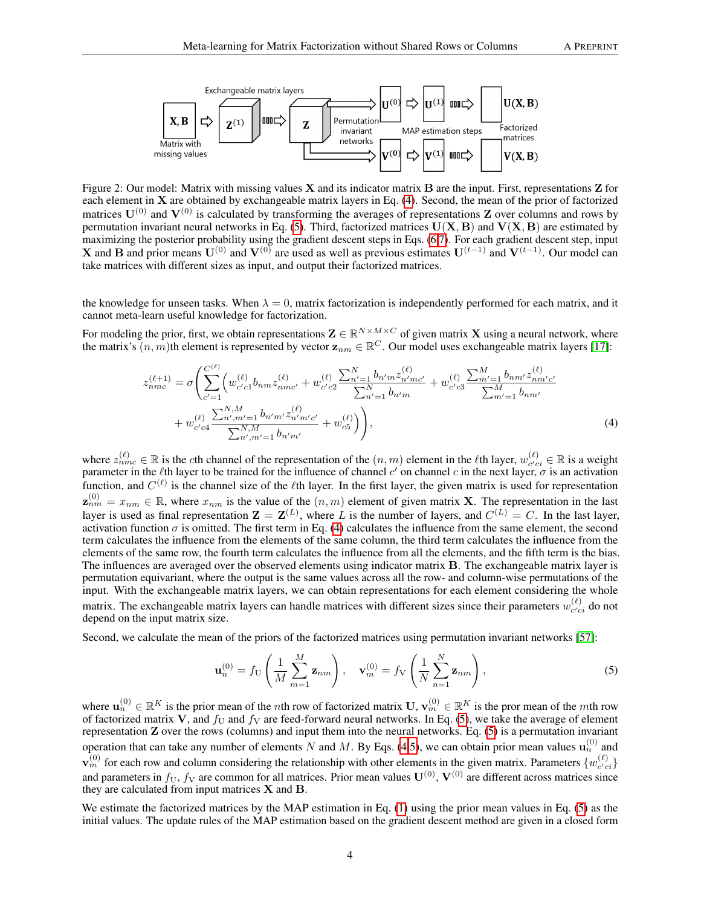Figure 2: Our model: Matrix with missing values $\mathbf{X}$ and its indicator matrix $\mathbf{B}$ are the input. First, representations $\mathbf{Z}$ for each element in $\mathbf{X}$ are obtained by exchangeable matrix layers in Eq. (4). Second, the mean of the prior of factorized matrices $\mathbf{U}^{(0)}$ and $\mathbf{V}^{(0)}$ is calculated by transforming the averages of representations $\mathbf{Z}$ over columns and rows by permutation invariant neural networks in Eq. (5). Third, factorized matrices $\mathbf{U}(\mathbf{X}, \mathbf{B})$ and $\mathbf{V}(\mathbf{X}, \mathbf{B})$ are estimated by maximizing the posterior probability using the gradient descent steps in Eqs. (6,7). For each gradient descent step, input $\mathbf{X}$ and $\mathbf{B}$ and prior means $\mathbf{U}^{(0)}$ and $\mathbf{V}^{(0)}$ are used as well as previous estimates $\mathbf{U}^{(t-1)}$ and $\mathbf{V}^{(t-1)}$. Our model can take matrices with different sizes as input, and output their factorized matrices.

the knowledge for unseen tasks. When $\lambda = 0$, matrix factorization is independently performed for each matrix, and it cannot meta-learn useful knowledge for factorization.

For modeling the prior, first, we obtain representations $\mathbf{Z} \in \mathbb{R}^{N \times M \times C}$ of given matrix $\mathbf{X}$ using a neural network, where the matrix's $(n, m)$th element is represented by vector $\mathbf{z}_{nm} \in \mathbb{R}^C$. Our model uses exchangeable matrix layers [17]:

$$
\begin{aligned}
z_{nmc}^{(\ell+1)} = \sigma\Bigg( \sum_{c'=1}^{C^{(\ell)}} \Bigg( & w_{c'c1}^{(\ell)} b_{nm} z_{nmc'}^{(\ell)} + w_{c'c2}^{(\ell)} \frac{\sum_{n'=1}^{N} b_{n'm} z_{n'mc'}^{(\ell)}}{\sum_{n'=1}^{N} b_{n'm}} + w_{c'c3}^{(\ell)} \frac{\sum_{m'=1}^{M} b_{nm'} z_{nm'c'}^{(\ell)}}{\sum_{m'=1}^{M} b_{nm'}} \\
& + w_{c'c4}^{(\ell)} \frac{\sum_{n',m'=1}^{N,M} b_{n'm'} z_{n'm'c'}^{(\ell)}}{\sum_{n',m'=1}^{N,M} b_{n'm'}} + w_{c5}^{(\ell)} \Bigg) \Bigg),
\end{aligned} \tag{4}
$$

where $z_{nmc}^{(\ell)} \in \mathbb{R}$ is the $c$th channel of the representation of the $(n, m)$ element in the $\ell$th layer, $w_{c'ci}^{(\ell)} \in \mathbb{R}$ is a weight parameter in the $\ell$th layer to be trained for the influence of channel $c'$ on channel $c$ in the next layer, $\sigma$ is an activation function, and $C^{(\ell)}$ is the channel size of the $\ell$th layer. In the first layer, the given matrix is used for representation $\mathbf{z}_{nm}^{(0)} = x_{nm} \in \mathbb{R}$, where $x_{nm}$ is the value of the $(n, m)$ element of given matrix $\mathbf{X}$. The representation in the last layer is used as final representation $\mathbf{Z} = \mathbf{Z}^{(L)}$, where $L$ is the number of layers, and $C^{(L)} = C$. In the last layer, activation function $\sigma$ is omitted. The first term in Eq. (4) calculates the influence from the same element, the second term calculates the influence from the elements of the same column, the third term calculates the influence from the elements of the same row, the fourth term calculates the influence from all the elements, and the fifth term is the bias. The influences are averaged over the observed elements using indicator matrix $\mathbf{B}$. The exchangeable matrix layer is permutation equivariant, where the output is the same values across all the row- and column-wise permutations of the input. With the exchangeable matrix layers, we can obtain representations for each element considering the whole matrix. The exchangeable matrix layers can handle matrices with different sizes since their parameters $w_{c'ci}^{(\ell)}$ do not depend on the input matrix size.

Second, we calculate the mean of the priors of the factorized matrices using permutation invariant networks [57]:

$$
\mathbf{u}_n^{(0)} = f_{\mathrm{U}} \left( \frac{1}{M} \sum_{m=1}^{M} \mathbf{z}_{nm} \right), \quad \mathbf{v}_m^{(0)} = f_{\mathrm{V}} \left( \frac{1}{N} \sum_{n=1}^{N} \mathbf{z}_{nm} \right), \tag{5}
$$

where $\mathbf{u}_n^{(0)} \in \mathbb{R}^K$ is the prior mean of the $n$th row of factorized matrix $\mathbf{U}$, $\mathbf{v}_m^{(0)} \in \mathbb{R}^K$ is the pror mean of the $m$th row of factorized matrix $\mathbf{V}$, and $f_{\mathrm{U}}$ and $f_{\mathrm{V}}$ are feed-forward neural networks. In Eq. (5), we take the average of element representation $\mathbf{Z}$ over the rows (columns) and input them into the neural networks. Eq. (5) is a permutation invariant operation that can take any number of elements $N$ and $M$. By Eqs. (4,5), we can obtain prior mean values $\mathbf{u}_n^{(0)}$ and $\mathbf{v}_m^{(0)}$ for each row and column considering the relationship with other elements in the given matrix. Parameters $\{w_{c'ci}^{(\ell)}\}$ and parameters in $f_{\mathrm{U}}$, $f_{\mathrm{V}}$ are common for all matrices. Prior mean values $\mathbf{U}^{(0)}, \mathbf{V}^{(0)}$ are different across matrices since they are calculated from input matrices $\mathbf{X}$ and $\mathbf{B}$.

We estimate the factorized matrices by the MAP estimation in Eq. (1) using the prior mean values in Eq. (5) as the initial values. The update rules of the MAP estimation based on the gradient descent method are given in a closed form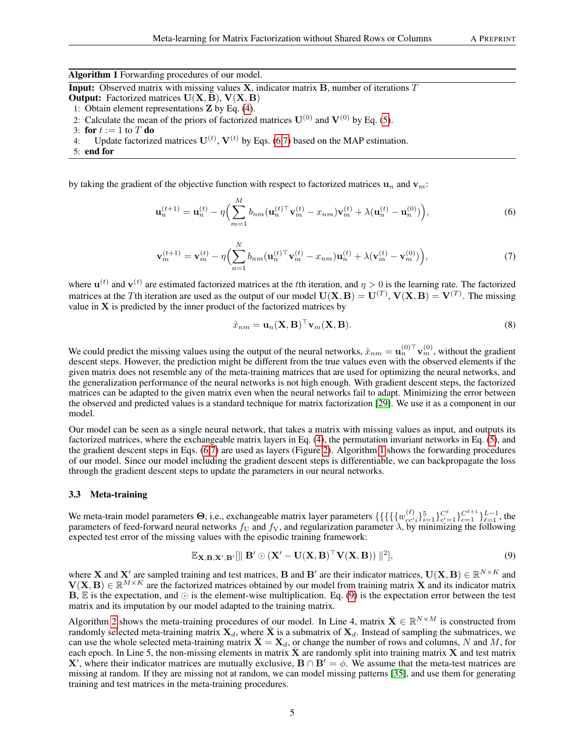**Algorithm 1** Forwarding procedures of our model.

**Input:** Observed matrix with missing values $\mathbf{X}$, indicator matrix $\mathbf{B}$, number of iterations $T$

**Output:** Factorized matrices $\mathbf{U}(\mathbf{X},\mathbf{B})$, $\mathbf{V}(\mathbf{X},\mathbf{B})$

1: Obtain element representations $\mathbf{Z}$ by Eq. (4).

2: Calculate the mean of the priors of factorized matrices $\mathbf{U}^{(0)}$ and $\mathbf{V}^{(0)}$ by Eq. (5).

3: **for** $t := 1$ to $T$ **do**

4: Update factorized matrices $\mathbf{U}^{(t)}$, $\mathbf{V}^{(t)}$ by Eqs. (6,7) based on the MAP estimation.

5: **end for**

by taking the gradient of the objective function with respect to factorized matrices $\mathbf{u}_n$ and $\mathbf{v}_m$:

$$\mathbf{u}_n^{(t+1)} = \mathbf{u}_n^{(t)} - \eta\Big(\sum_{m=1}^{M} b_{nm}(\mathbf{u}_n^{(t)\top}\mathbf{v}_m^{(t)} - x_{nm})\mathbf{v}_m^{(t)} + \lambda(\mathbf{u}_n^{(t)} - \mathbf{u}_n^{(0)})\Big), \tag{6}$$

$$\mathbf{v}_m^{(t+1)} = \mathbf{v}_m^{(t)} - \eta\Big(\sum_{n=1}^{N} b_{nm}(\mathbf{u}_n^{(t)\top}\mathbf{v}_m^{(t)} - x_{nm})\mathbf{u}_n^{(t)} + \lambda(\mathbf{v}_m^{(t)} - \mathbf{v}_m^{(0)})\Big), \tag{7}$$

where $\mathbf{u}^{(t)}$ and $\mathbf{v}^{(t)}$ are estimated factorized matrices at the $t$th iteration, and $\eta > 0$ is the learning rate. The factorized matrices at the $T$th iteration are used as the output of our model $\mathbf{U}(\mathbf{X},\mathbf{B}) = \mathbf{U}^{(T)}$, $\mathbf{V}(\mathbf{X},\mathbf{B}) = \mathbf{V}^{(T)}$. The missing value in $\mathbf{X}$ is predicted by the inner product of the factorized matrices by

$$\hat{x}_{nm} = \mathbf{u}_n(\mathbf{X},\mathbf{B})^\top \mathbf{v}_m(\mathbf{X},\mathbf{B}). \tag{8}$$

We could predict the missing values using the output of the neural networks, $\hat{x}_{nm} = \mathbf{u}_n^{(0)\top}\mathbf{v}_m^{(0)}$, without the gradient descent steps. However, the prediction might be different from the true values even with the observed elements if the given matrix does not resemble any of the meta-training matrices that are used for optimizing the neural networks, and the generalization performance of the neural networks is not high enough. With gradient descent steps, the factorized matrices can be adapted to the given matrix even when the neural networks fail to adapt. Minimizing the error between the observed and predicted values is a standard technique for matrix factorization [29]. We use it as a component in our model.

Our model can be seen as a single neural network, that takes a matrix with missing values as input, and outputs its factorized matrices, where the exchangeable matrix layers in Eq. (4), the permutation invariant networks in Eq. (5), and the gradient descent steps in Eqs. (6,7) are used as layers (Figure 2). Algorithm 1 shows the forwarding procedures of our model. Since our model including the gradient descent steps is differentiable, we can backpropagate the loss through the gradient descent steps to update the parameters in our neural networks.

### 3.3 Meta-training

We meta-train model parameters $\mathbf{\Theta}$, i.e., exchangeable matrix layer parameters $\{\{\{\{w_{cc'i}^{(\ell)}\}_{i=1}^{5}\}_{c'=1}^{C^{\ell}}\}_{c=1}^{C^{\ell+1}}\}_{\ell=1}^{L-1}$, the parameters of feed-forward neural networks $f_{\mathrm{U}}$ and $f_{\mathrm{V}}$, and regularization parameter $\lambda$, by minimizing the following expected test error of the missing values with the episodic training framework:

$$\mathbb{E}_{\mathbf{X},\mathbf{B},\mathbf{X}',\mathbf{B}'}[\parallel \mathbf{B}' \odot (\mathbf{X}' - \mathbf{U}(\mathbf{X},\mathbf{B})^\top \mathbf{V}(\mathbf{X},\mathbf{B})) \parallel^2], \tag{9}$$

where $\mathbf{X}$ and $\mathbf{X}'$ are sampled training and test matrices, $\mathbf{B}$ and $\mathbf{B}'$ are their indicator matrices, $\mathbf{U}(\mathbf{X},\mathbf{B}) \in \mathbb{R}^{N\times K}$ and $\mathbf{V}(\mathbf{X},\mathbf{B}) \in \mathbb{R}^{M\times K}$ are the factorized matrices obtained by our model from training matrix $\mathbf{X}$ and its indicator matrix $\mathbf{B}$, $\mathbb{E}$ is the expectation, and $\odot$ is the element-wise multiplication. Eq. (9) is the expectation error between the test matrix and its imputation by our model adapted to the training matrix.

Algorithm 2 shows the meta-training procedures of our model. In Line 4, matrix $\bar{\mathbf{X}} \in \mathbb{R}^{N\times M}$ is constructed from randomly selected meta-training matrix $\mathbf{X}_d$, where $\bar{\mathbf{X}}$ is a submatrix of $\mathbf{X}_d$. Instead of sampling the submatrices, we can use the whole selected meta-training matrix $\bar{\mathbf{X}} = \mathbf{X}_d$, or change the number of rows and columns, $N$ and $M$, for each epoch. In Line 5, the non-missing elements in matrix $\bar{\mathbf{X}}$ are randomly split into training matrix $\mathbf{X}$ and test matrix $\mathbf{X}'$, where their indicator matrices are mutually exclusive, $\mathbf{B} \cap \mathbf{B}' = \phi$. We assume that the meta-test matrices are missing at random. If they are missing not at random, we can model missing patterns [35], and use them for generating training and test matrices in the meta-training procedures.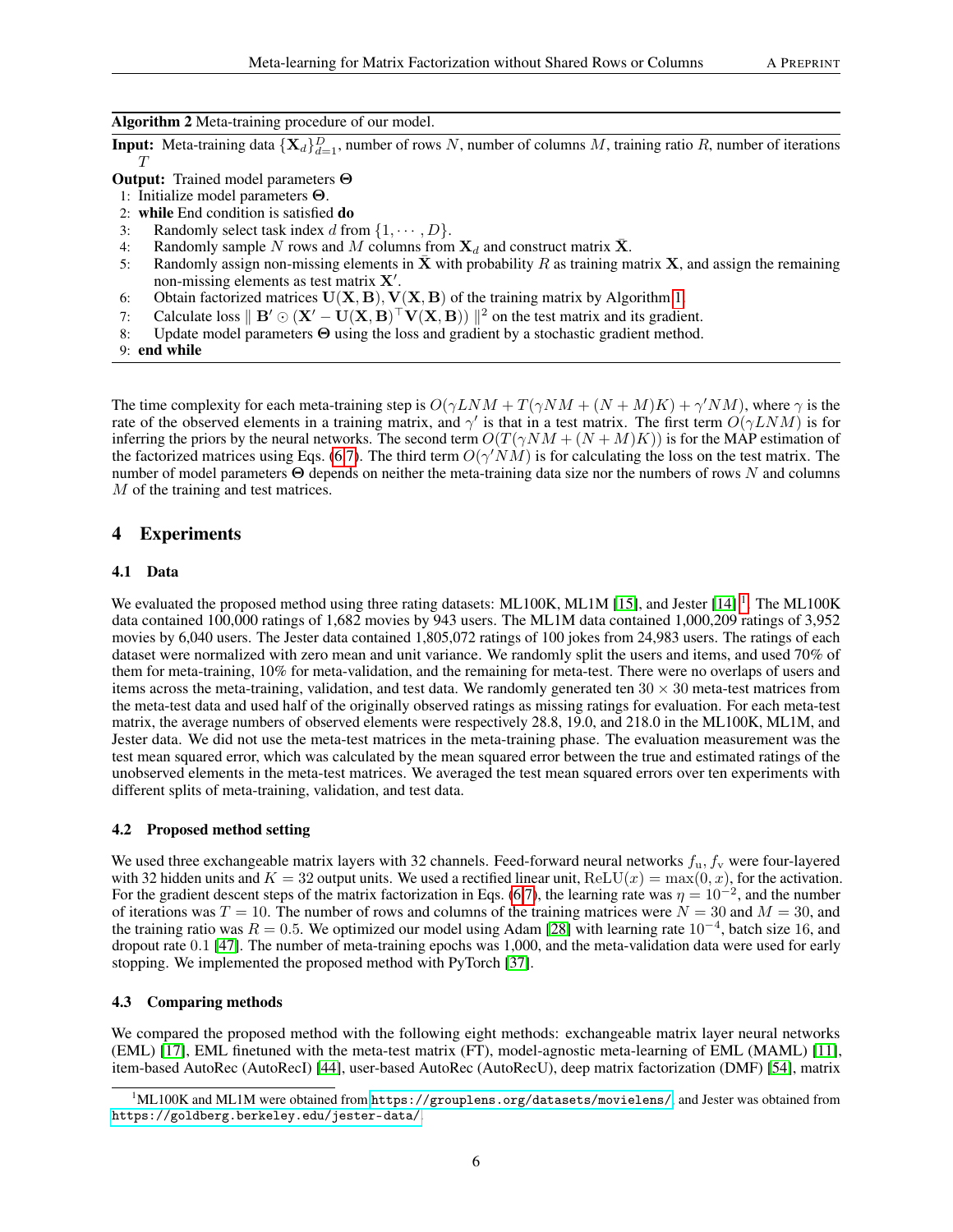**Algorithm 2** Meta-training procedure of our model.

**Input:** Meta-training data $\{\mathbf{X}_d\}_{d=1}^{D}$, number of rows $N$, number of columns $M$, training ratio $R$, number of iterations $T$

**Output:** Trained model parameters $\mathbf{\Theta}$

1: Initialize model parameters $\mathbf{\Theta}$.
2: **while** End condition is satisfied **do**
3: Randomly select task index $d$ from $\{1, \cdots, D\}$.
4: Randomly sample $N$ rows and $M$ columns from $\mathbf{X}_d$ and construct matrix $\bar{\mathbf{X}}$.
5: Randomly assign non-missing elements in $\bar{\mathbf{X}}$ with probability $R$ as training matrix $\mathbf{X}$, and assign the remaining non-missing elements as test matrix $\mathbf{X}'$.
6: Obtain factorized matrices $\mathbf{U}(\mathbf{X}, \mathbf{B}), \mathbf{V}(\mathbf{X}, \mathbf{B})$ of the training matrix by Algorithm 1.
7: Calculate loss $\| \mathbf{B}' \odot (\mathbf{X}' - \mathbf{U}(\mathbf{X}, \mathbf{B})^\top \mathbf{V}(\mathbf{X}, \mathbf{B})) \|^2$ on the test matrix and its gradient.
8: Update model parameters $\mathbf{\Theta}$ using the loss and gradient by a stochastic gradient method.
9: **end while**

The time complexity for each meta-training step is $O(\gamma LNM + T(\gamma NM + (N + M)K) + \gamma' NM)$, where $\gamma$ is the rate of the observed elements in a training matrix, and $\gamma'$ is that in a test matrix. The first term $O(\gamma LNM)$ is for inferring the priors by the neural networks. The second term $O(T(\gamma NM + (N + M)K))$ is for the MAP estimation of the factorized matrices using Eqs. (6,7). The third term $O(\gamma' NM)$ is for calculating the loss on the test matrix. The number of model parameters $\mathbf{\Theta}$ depends on neither the meta-training data size nor the numbers of rows $N$ and columns $M$ of the training and test matrices.

## 4 Experiments

### 4.1 Data

We evaluated the proposed method using three rating datasets: ML100K, ML1M [15], and Jester [14] [1]. The ML100K data contained 100,000 ratings of 1,682 movies by 943 users. The ML1M data contained 1,000,209 ratings of 3,952 movies by 6,040 users. The Jester data contained 1,805,072 ratings of 100 jokes from 24,983 users. The ratings of each dataset were normalized with zero mean and unit variance. We randomly split the users and items, and used 70% of them for meta-training, 10% for meta-validation, and the remaining for meta-test. There were no overlaps of users and items across the meta-training, validation, and test data. We randomly generated ten $30 \times 30$ meta-test matrices from the meta-test data and used half of the originally observed ratings as missing ratings for evaluation. For each meta-test matrix, the average numbers of observed elements were respectively 28.8, 19.0, and 218.0 in the ML100K, ML1M, and Jester data. We did not use the meta-test matrices in the meta-training phase. The evaluation measurement was the test mean squared error, which was calculated by the mean squared error between the true and estimated ratings of the unobserved elements in the meta-test matrices. We averaged the test mean squared errors over ten experiments with different splits of meta-training, validation, and test data.

### 4.2 Proposed method setting

We used three exchangeable matrix layers with 32 channels. Feed-forward neural networks $f_{\mathrm{u}}, f_{\mathrm{v}}$ were four-layered with 32 hidden units and $K = 32$ output units. We used a rectified linear unit, $\mathrm{ReLU}(x) = \max(0, x)$, for the activation. For the gradient descent steps of the matrix factorization in Eqs. (6,7), the learning rate was $\eta = 10^{-2}$, and the number of iterations was $T = 10$. The number of rows and columns of the training matrices were $N = 30$ and $M = 30$, and the training ratio was $R = 0.5$. We optimized our model using Adam [28] with learning rate $10^{-4}$, batch size 16, and dropout rate 0.1 [47]. The number of meta-training epochs was 1,000, and the meta-validation data were used for early stopping. We implemented the proposed method with PyTorch [37].

### 4.3 Comparing methods

We compared the proposed method with the following eight methods: exchangeable matrix layer neural networks (EML) [17], EML finetuned with the meta-test matrix (FT), model-agnostic meta-learning of EML (MAML) [11], item-based AutoRec (AutoRecI) [44], user-based AutoRec (AutoRecU), deep matrix factorization (DMF) [54], matrix

[1] ML100K and ML1M were obtained from https://grouplens.org/datasets/movielens/, and Jester was obtained from https://goldberg.berkeley.edu/jester-data/.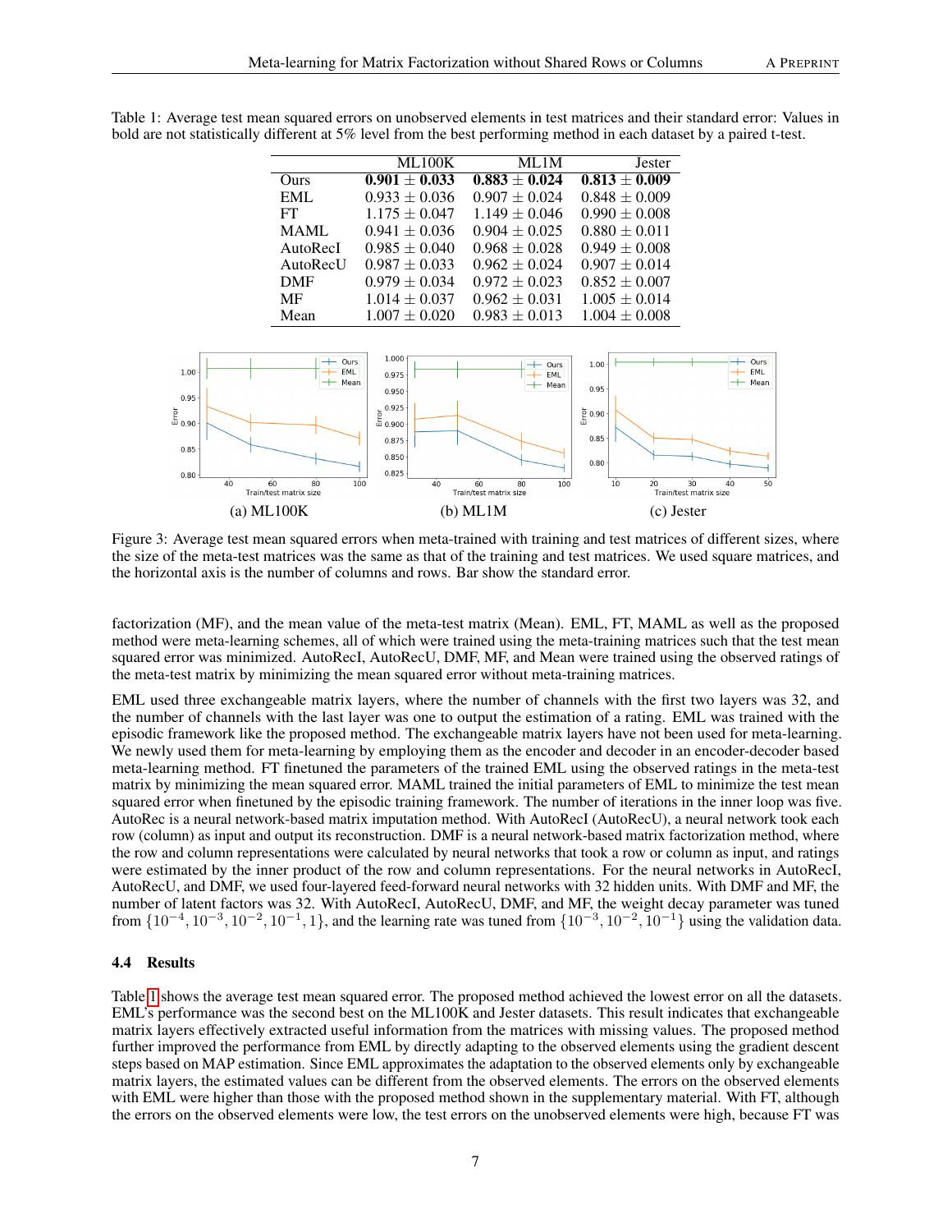Table 1: Average test mean squared errors on unobserved elements in test matrices and their standard error: Values in bold are not statistically different at 5% level from the best performing method in each dataset by a paired t-test.

| | ML100K | ML1M | Jester |
|---|---|---|---|
| Ours | **0.901 ± 0.033** | **0.883 ± 0.024** | **0.813 ± 0.009** |
| EML | 0.933 ± 0.036 | 0.907 ± 0.024 | 0.848 ± 0.009 |
| FT | 1.175 ± 0.047 | 1.149 ± 0.046 | 0.990 ± 0.008 |
| MAML | 0.941 ± 0.036 | 0.904 ± 0.025 | 0.880 ± 0.011 |
| AutoRecI | 0.985 ± 0.040 | 0.968 ± 0.028 | 0.949 ± 0.008 |
| AutoRecU | 0.987 ± 0.033 | 0.962 ± 0.024 | 0.907 ± 0.014 |
| DMF | 0.979 ± 0.034 | 0.972 ± 0.023 | 0.852 ± 0.007 |
| MF | 1.014 ± 0.037 | 0.962 ± 0.031 | 1.005 ± 0.014 |
| Mean | 1.007 ± 0.020 | 0.983 ± 0.013 | 1.004 ± 0.008 |

(a) ML100K (b) ML1M (c) Jester

Figure 3: Average test mean squared errors when meta-trained with training and test matrices of different sizes, where the size of the meta-test matrices was the same as that of the training and test matrices. We used square matrices, and the horizontal axis is the number of columns and rows. Bar show the standard error.

factorization (MF), and the mean value of the meta-test matrix (Mean). EML, FT, MAML as well as the proposed method were meta-learning schemes, all of which were trained using the meta-training matrices such that the test mean squared error was minimized. AutoRecI, AutoRecU, DMF, MF, and Mean were trained using the observed ratings of the meta-test matrix by minimizing the mean squared error without meta-training matrices.

EML used three exchangeable matrix layers, where the number of channels with the first two layers was 32, and the number of channels with the last layer was one to output the estimation of a rating. EML was trained with the episodic framework like the proposed method. The exchangeable matrix layers have not been used for meta-learning. We newly used them for meta-learning by employing them as the encoder and decoder in an encoder-decoder based meta-learning method. FT finetuned the parameters of the trained EML using the observed ratings in the meta-test matrix by minimizing the mean squared error. MAML trained the initial parameters of EML to minimize the test mean squared error when finetuned by the episodic training framework. The number of iterations in the inner loop was five. AutoRec is a neural network-based matrix imputation method. With AutoRecI (AutoRecU), a neural network took each row (column) as input and output its reconstruction. DMF is a neural network-based matrix factorization method, where the row and column representations were calculated by neural networks that took a row or column as input, and ratings were estimated by the inner product of the row and column representations. For the neural networks in AutoRecI, AutoRecU, and DMF, we used four-layered feed-forward neural networks with 32 hidden units. With DMF and MF, the number of latent factors was 32. With AutoRecI, AutoRecU, DMF, and MF, the weight decay parameter was tuned from $\{10^{-4}, 10^{-3}, 10^{-2}, 10^{-1}, 1\}$, and the learning rate was tuned from $\{10^{-3}, 10^{-2}, 10^{-1}\}$ using the validation data.

### 4.4 Results

Table 1 shows the average test mean squared error. The proposed method achieved the lowest error on all the datasets. EML's performance was the second best on the ML100K and Jester datasets. This result indicates that exchangeable matrix layers effectively extracted useful information from the matrices with missing values. The proposed method further improved the performance from EML by directly adapting to the observed elements using the gradient descent steps based on MAP estimation. Since EML approximates the adaptation to the observed elements only by exchangeable matrix layers, the estimated values can be different from the observed elements. The errors on the observed elements with EML were higher than those with the proposed method shown in the supplementary material. With FT, although the errors on the observed elements were low, the test errors on the unobserved elements were high, because FT was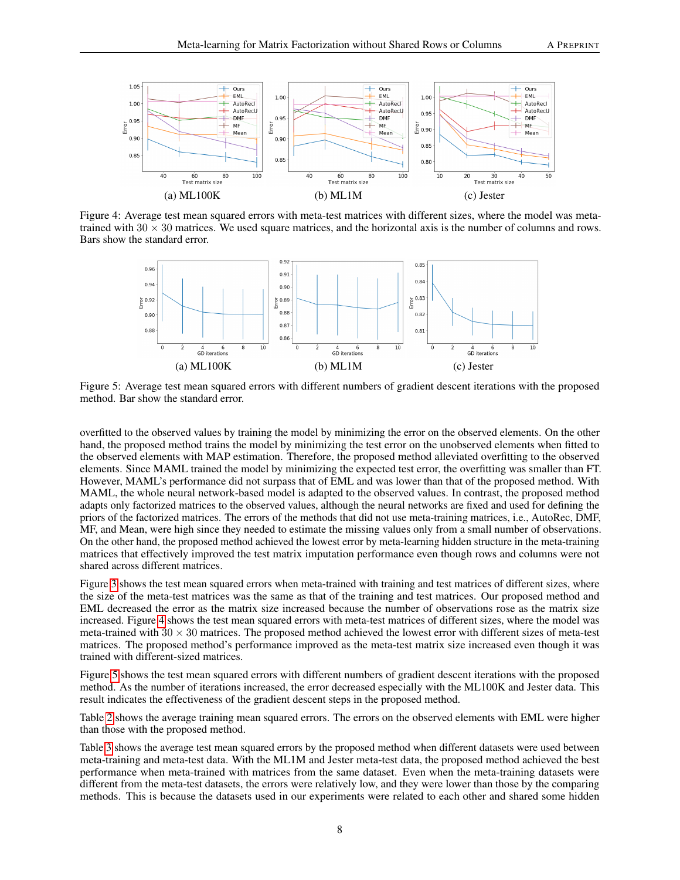(a) ML100K (b) ML1M (c) Jester

Figure 4: Average test mean squared errors with meta-test matrices with different sizes, where the model was meta-trained with $30 \times 30$ matrices. We used square matrices, and the horizontal axis is the number of columns and rows. Bars show the standard error.

(a) ML100K (b) ML1M (c) Jester

Figure 5: Average test mean squared errors with different numbers of gradient descent iterations with the proposed method. Bar show the standard error.

overfitted to the observed values by training the model by minimizing the error on the observed elements. On the other hand, the proposed method trains the model by minimizing the test error on the unobserved elements when fitted to the observed elements with MAP estimation. Therefore, the proposed method alleviated overfitting to the observed elements. Since MAML trained the model by minimizing the expected test error, the overfitting was smaller than FT. However, MAML's performance did not surpass that of EML and was lower than that of the proposed method. With MAML, the whole neural network-based model is adapted to the observed values. In contrast, the proposed method adapts only factorized matrices to the observed values, although the neural networks are fixed and used for defining the priors of the factorized matrices. The errors of the methods that did not use meta-training matrices, i.e., AutoRec, DMF, MF, and Mean, were high since they needed to estimate the missing values only from a small number of observations. On the other hand, the proposed method achieved the lowest error by meta-learning hidden structure in the meta-training matrices that effectively improved the test matrix imputation performance even though rows and columns were not shared across different matrices.

Figure 3 shows the test mean squared errors when meta-trained with training and test matrices of different sizes, where the size of the meta-test matrices was the same as that of the training and test matrices. Our proposed method and EML decreased the error as the matrix size increased because the number of observations rose as the matrix size increased. Figure 4 shows the test mean squared errors with meta-test matrices of different sizes, where the model was meta-trained with $30 \times 30$ matrices. The proposed method achieved the lowest error with different sizes of meta-test matrices. The proposed method's performance improved as the meta-test matrix size increased even though it was trained with different-sized matrices.

Figure 5 shows the test mean squared errors with different numbers of gradient descent iterations with the proposed method. As the number of iterations increased, the error decreased especially with the ML100K and Jester data. This result indicates the effectiveness of the gradient descent steps in the proposed method.

Table 2 shows the average training mean squared errors. The errors on the observed elements with EML were higher than those with the proposed method.

Table 3 shows the average test mean squared errors by the proposed method when different datasets were used between meta-training and meta-test data. With the ML1M and Jester meta-test data, the proposed method achieved the best performance when meta-trained with matrices from the same dataset. Even when the meta-training datasets were different from the meta-test datasets, the errors were relatively low, and they were lower than those by the comparing methods. This is because the datasets used in our experiments were related to each other and shared some hidden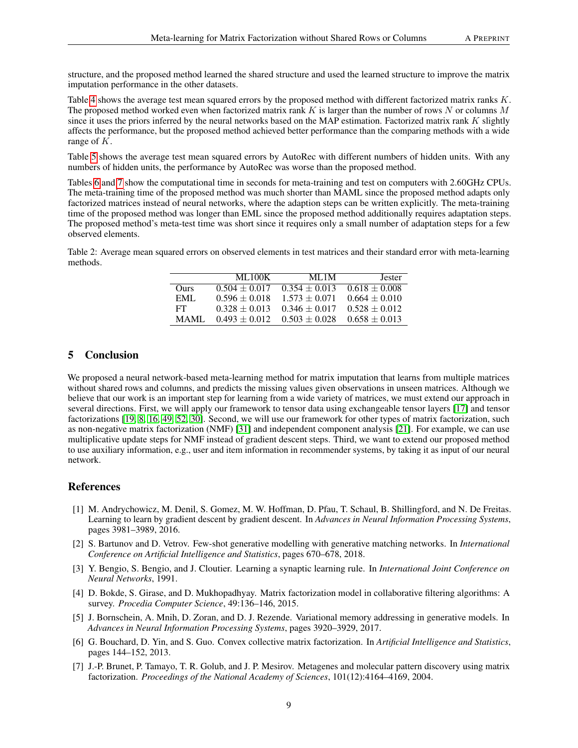structure, and the proposed method learned the shared structure and used the learned structure to improve the matrix imputation performance in the other datasets.

Table 4 shows the average test mean squared errors by the proposed method with different factorized matrix ranks $K$. The proposed method worked even when factorized matrix rank $K$ is larger than the number of rows $N$ or columns $M$ since it uses the priors inferred by the neural networks based on the MAP estimation. Factorized matrix rank $K$ slightly affects the performance, but the proposed method achieved better performance than the comparing methods with a wide range of $K$.

Table 5 shows the average test mean squared errors by AutoRec with different numbers of hidden units. With any numbers of hidden units, the performance by AutoRec was worse than the proposed method.

Tables 6 and 7 show the computational time in seconds for meta-training and test on computers with 2.60GHz CPUs. The meta-training time of the proposed method was much shorter than MAML since the proposed method adapts only factorized matrices instead of neural networks, where the adaption steps can be written explicitly. The meta-training time of the proposed method was longer than EML since the proposed method additionally requires adaptation steps. The proposed method's meta-test time was short since it requires only a small number of adaptation steps for a few observed elements.

Table 2: Average mean squared errors on observed elements in test matrices and their standard error with meta-learning methods.

| | ML100K | ML1M | Jester |
|---|---|---|---|
| Ours | $0.504 \pm 0.017$ | $0.354 \pm 0.013$ | $0.618 \pm 0.008$ |
| EML | $0.596 \pm 0.018$ | $1.573 \pm 0.071$ | $0.664 \pm 0.010$ |
| FT | $0.328 \pm 0.013$ | $0.346 \pm 0.017$ | $0.528 \pm 0.012$ |
| MAML | $0.493 \pm 0.012$ | $0.503 \pm 0.028$ | $0.658 \pm 0.013$ |

## 5 Conclusion

We proposed a neural network-based meta-learning method for matrix imputation that learns from multiple matrices without shared rows and columns, and predicts the missing values given observations in unseen matrices. Although we believe that our work is an important step for learning from a wide variety of matrices, we must extend our approach in several directions. First, we will apply our framework to tensor data using exchangeable tensor layers [17] and tensor factorizations [19, 8, 16, 49, 52, 30]. Second, we will use our framework for other types of matrix factorization, such as non-negative matrix factorization (NMF) [31] and independent component analysis [21]. For example, we can use multiplicative update steps for NMF instead of gradient descent steps. Third, we want to extend our proposed method to use auxiliary information, e.g., user and item information in recommender systems, by taking it as input of our neural network.

## References

[1] M. Andrychowicz, M. Denil, S. Gomez, M. W. Hoffman, D. Pfau, T. Schaul, B. Shillingford, and N. De Freitas. Learning to learn by gradient descent by gradient descent. In *Advances in Neural Information Processing Systems*, pages 3981–3989, 2016.

[2] S. Bartunov and D. Vetrov. Few-shot generative modelling with generative matching networks. In *International Conference on Artificial Intelligence and Statistics*, pages 670–678, 2018.

[3] Y. Bengio, S. Bengio, and J. Cloutier. Learning a synaptic learning rule. In *International Joint Conference on Neural Networks*, 1991.

[4] D. Bokde, S. Girase, and D. Mukhopadhyay. Matrix factorization model in collaborative filtering algorithms: A survey. *Procedia Computer Science*, 49:136–146, 2015.

[5] J. Bornschein, A. Mnih, D. Zoran, and D. J. Rezende. Variational memory addressing in generative models. In *Advances in Neural Information Processing Systems*, pages 3920–3929, 2017.

[6] G. Bouchard, D. Yin, and S. Guo. Convex collective matrix factorization. In *Artificial Intelligence and Statistics*, pages 144–152, 2013.

[7] J.-P. Brunet, P. Tamayo, T. R. Golub, and J. P. Mesirov. Metagenes and molecular pattern discovery using matrix factorization. *Proceedings of the National Academy of Sciences*, 101(12):4164–4169, 2004.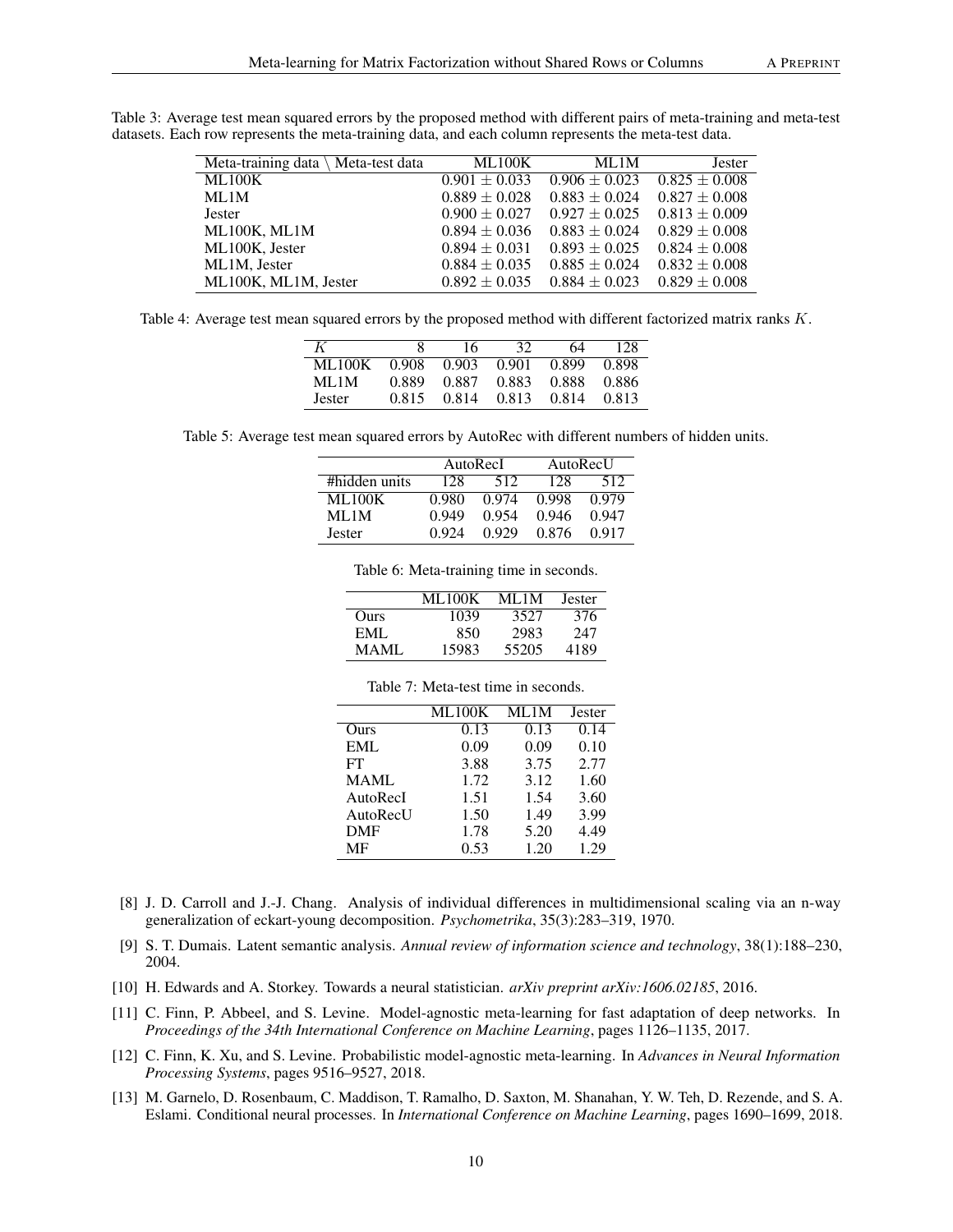Table 3: Average test mean squared errors by the proposed method with different pairs of meta-training and meta-test datasets. Each row represents the meta-training data, and each column represents the meta-test data.

| Meta-training data \ Meta-test data | ML100K | ML1M | Jester |
|---|---|---|---|
| ML100K | $0.901 \pm 0.033$ | $0.906 \pm 0.023$ | $0.825 \pm 0.008$ |
| ML1M | $0.889 \pm 0.028$ | $0.883 \pm 0.024$ | $0.827 \pm 0.008$ |
| Jester | $0.900 \pm 0.027$ | $0.927 \pm 0.025$ | $0.813 \pm 0.009$ |
| ML100K, ML1M | $0.894 \pm 0.036$ | $0.883 \pm 0.024$ | $0.829 \pm 0.008$ |
| ML100K, Jester | $0.894 \pm 0.031$ | $0.893 \pm 0.025$ | $0.824 \pm 0.008$ |
| ML1M, Jester | $0.884 \pm 0.035$ | $0.885 \pm 0.024$ | $0.832 \pm 0.008$ |
| ML100K, ML1M, Jester | $0.892 \pm 0.035$ | $0.884 \pm 0.023$ | $0.829 \pm 0.008$ |

Table 4: Average test mean squared errors by the proposed method with different factorized matrix ranks $K$.

| $K$ | 8 | 16 | 32 | 64 | 128 |
|---|---|---|---|---|---|
| ML100K | 0.908 | 0.903 | 0.901 | 0.899 | 0.898 |
| ML1M | 0.889 | 0.887 | 0.883 | 0.888 | 0.886 |
| Jester | 0.815 | 0.814 | 0.813 | 0.814 | 0.813 |

Table 5: Average test mean squared errors by AutoRec with different numbers of hidden units.

| | AutoRecI | | AutoRecU | |
|---|---|---|---|---|
| #hidden units | 128 | 512 | 128 | 512 |
| ML100K | 0.980 | 0.974 | 0.998 | 0.979 |
| ML1M | 0.949 | 0.954 | 0.946 | 0.947 |
| Jester | 0.924 | 0.929 | 0.876 | 0.917 |

Table 6: Meta-training time in seconds.

| | ML100K | ML1M | Jester |
|---|---|---|---|
| Ours | 1039 | 3527 | 376 |
| EML | 850 | 2983 | 247 |
| MAML | 15983 | 55205 | 4189 |

Table 7: Meta-test time in seconds.

| | ML100K | ML1M | Jester |
|---|---|---|---|
| Ours | 0.13 | 0.13 | 0.14 |
| EML | 0.09 | 0.09 | 0.10 |
| FT | 3.88 | 3.75 | 2.77 |
| MAML | 1.72 | 3.12 | 1.60 |
| AutoRecI | 1.51 | 1.54 | 3.60 |
| AutoRecU | 1.50 | 1.49 | 3.99 |
| DMF | 1.78 | 5.20 | 4.49 |
| MF | 0.53 | 1.20 | 1.29 |

[8] J. D. Carroll and J.-J. Chang. Analysis of individual differences in multidimensional scaling via an n-way generalization of eckart-young decomposition. *Psychometrika*, 35(3):283–319, 1970.

[9] S. T. Dumais. Latent semantic analysis. *Annual review of information science and technology*, 38(1):188–230, 2004.

[10] H. Edwards and A. Storkey. Towards a neural statistician. *arXiv preprint arXiv:1606.02185*, 2016.

[11] C. Finn, P. Abbeel, and S. Levine. Model-agnostic meta-learning for fast adaptation of deep networks. In *Proceedings of the 34th International Conference on Machine Learning*, pages 1126–1135, 2017.

[12] C. Finn, K. Xu, and S. Levine. Probabilistic model-agnostic meta-learning. In *Advances in Neural Information Processing Systems*, pages 9516–9527, 2018.

[13] M. Garnelo, D. Rosenbaum, C. Maddison, T. Ramalho, D. Saxton, M. Shanahan, Y. W. Teh, D. Rezende, and S. A. Eslami. Conditional neural processes. In *International Conference on Machine Learning*, pages 1690–1699, 2018.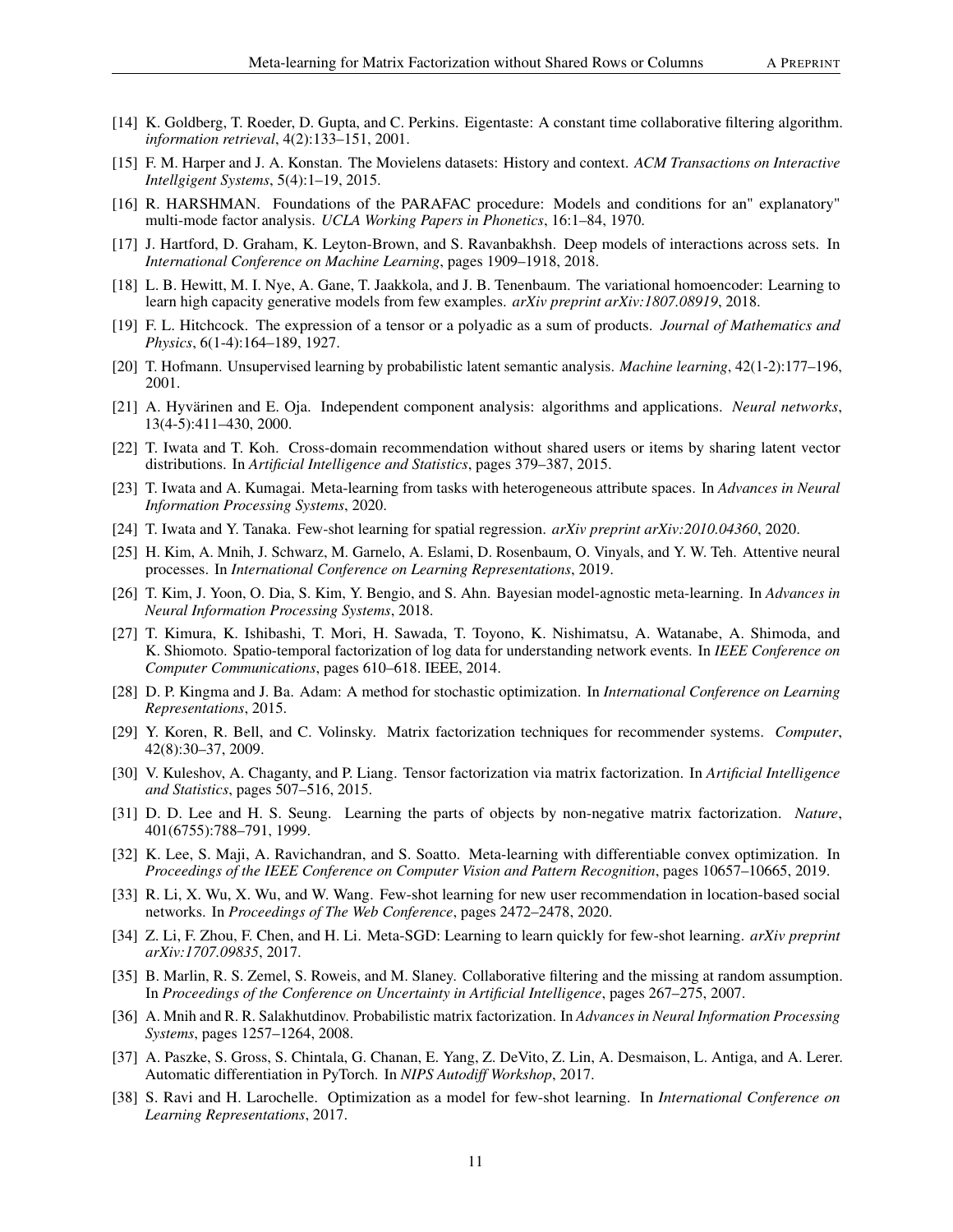[14] K. Goldberg, T. Roeder, D. Gupta, and C. Perkins. Eigentaste: A constant time collaborative filtering algorithm. *information retrieval*, 4(2):133–151, 2001.

[15] F. M. Harper and J. A. Konstan. The Movielens datasets: History and context. *ACM Transactions on Interactive Intellgigent Systems*, 5(4):1–19, 2015.

[16] R. HARSHMAN. Foundations of the PARAFAC procedure: Models and conditions for an" explanatory" multi-mode factor analysis. *UCLA Working Papers in Phonetics*, 16:1–84, 1970.

[17] J. Hartford, D. Graham, K. Leyton-Brown, and S. Ravanbakhsh. Deep models of interactions across sets. In *International Conference on Machine Learning*, pages 1909–1918, 2018.

[18] L. B. Hewitt, M. I. Nye, A. Gane, T. Jaakkola, and J. B. Tenenbaum. The variational homoencoder: Learning to learn high capacity generative models from few examples. *arXiv preprint arXiv:1807.08919*, 2018.

[19] F. L. Hitchcock. The expression of a tensor or a polyadic as a sum of products. *Journal of Mathematics and Physics*, 6(1-4):164–189, 1927.

[20] T. Hofmann. Unsupervised learning by probabilistic latent semantic analysis. *Machine learning*, 42(1-2):177–196, 2001.

[21] A. Hyvärinen and E. Oja. Independent component analysis: algorithms and applications. *Neural networks*, 13(4-5):411–430, 2000.

[22] T. Iwata and T. Koh. Cross-domain recommendation without shared users or items by sharing latent vector distributions. In *Artificial Intelligence and Statistics*, pages 379–387, 2015.

[23] T. Iwata and A. Kumagai. Meta-learning from tasks with heterogeneous attribute spaces. In *Advances in Neural Information Processing Systems*, 2020.

[24] T. Iwata and Y. Tanaka. Few-shot learning for spatial regression. *arXiv preprint arXiv:2010.04360*, 2020.

[25] H. Kim, A. Mnih, J. Schwarz, M. Garnelo, A. Eslami, D. Rosenbaum, O. Vinyals, and Y. W. Teh. Attentive neural processes. In *International Conference on Learning Representations*, 2019.

[26] T. Kim, J. Yoon, O. Dia, S. Kim, Y. Bengio, and S. Ahn. Bayesian model-agnostic meta-learning. In *Advances in Neural Information Processing Systems*, 2018.

[27] T. Kimura, K. Ishibashi, T. Mori, H. Sawada, T. Toyono, K. Nishimatsu, A. Watanabe, A. Shimoda, and K. Shiomoto. Spatio-temporal factorization of log data for understanding network events. In *IEEE Conference on Computer Communications*, pages 610–618. IEEE, 2014.

[28] D. P. Kingma and J. Ba. Adam: A method for stochastic optimization. In *International Conference on Learning Representations*, 2015.

[29] Y. Koren, R. Bell, and C. Volinsky. Matrix factorization techniques for recommender systems. *Computer*, 42(8):30–37, 2009.

[30] V. Kuleshov, A. Chaganty, and P. Liang. Tensor factorization via matrix factorization. In *Artificial Intelligence and Statistics*, pages 507–516, 2015.

[31] D. D. Lee and H. S. Seung. Learning the parts of objects by non-negative matrix factorization. *Nature*, 401(6755):788–791, 1999.

[32] K. Lee, S. Maji, A. Ravichandran, and S. Soatto. Meta-learning with differentiable convex optimization. In *Proceedings of the IEEE Conference on Computer Vision and Pattern Recognition*, pages 10657–10665, 2019.

[33] R. Li, X. Wu, X. Wu, and W. Wang. Few-shot learning for new user recommendation in location-based social networks. In *Proceedings of The Web Conference*, pages 2472–2478, 2020.

[34] Z. Li, F. Zhou, F. Chen, and H. Li. Meta-SGD: Learning to learn quickly for few-shot learning. *arXiv preprint arXiv:1707.09835*, 2017.

[35] B. Marlin, R. S. Zemel, S. Roweis, and M. Slaney. Collaborative filtering and the missing at random assumption. In *Proceedings of the Conference on Uncertainty in Artificial Intelligence*, pages 267–275, 2007.

[36] A. Mnih and R. R. Salakhutdinov. Probabilistic matrix factorization. In *Advances in Neural Information Processing Systems*, pages 1257–1264, 2008.

[37] A. Paszke, S. Gross, S. Chintala, G. Chanan, E. Yang, Z. DeVito, Z. Lin, A. Desmaison, L. Antiga, and A. Lerer. Automatic differentiation in PyTorch. In *NIPS Autodiff Workshop*, 2017.

[38] S. Ravi and H. Larochelle. Optimization as a model for few-shot learning. In *International Conference on Learning Representations*, 2017.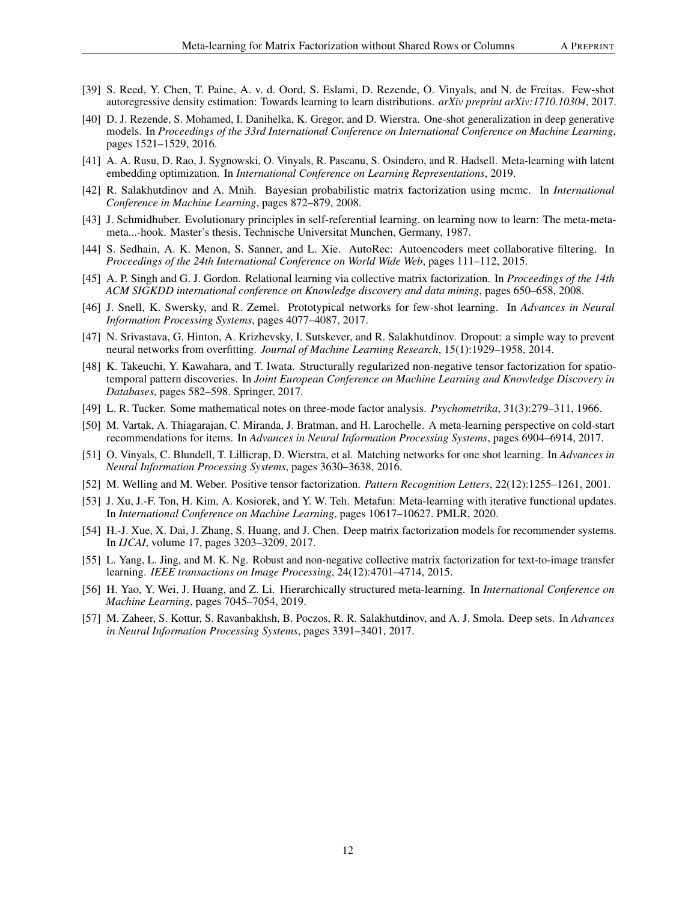[39] S. Reed, Y. Chen, T. Paine, A. v. d. Oord, S. Eslami, D. Rezende, O. Vinyals, and N. de Freitas. Few-shot autoregressive density estimation: Towards learning to learn distributions. *arXiv preprint arXiv:1710.10304*, 2017.

[40] D. J. Rezende, S. Mohamed, I. Danihelka, K. Gregor, and D. Wierstra. One-shot generalization in deep generative models. In *Proceedings of the 33rd International Conference on International Conference on Machine Learning*, pages 1521–1529, 2016.

[41] A. A. Rusu, D. Rao, J. Sygnowski, O. Vinyals, R. Pascanu, S. Osindero, and R. Hadsell. Meta-learning with latent embedding optimization. In *International Conference on Learning Representations*, 2019.

[42] R. Salakhutdinov and A. Mnih. Bayesian probabilistic matrix factorization using mcmc. In *International Conference in Machine Learning*, pages 872–879, 2008.

[43] J. Schmidhuber. Evolutionary principles in self-referential learning. on learning now to learn: The meta-meta-meta...-hook. Master's thesis, Technische Universitat Munchen, Germany, 1987.

[44] S. Sedhain, A. K. Menon, S. Sanner, and L. Xie. AutoRec: Autoencoders meet collaborative filtering. In *Proceedings of the 24th International Conference on World Wide Web*, pages 111–112, 2015.

[45] A. P. Singh and G. J. Gordon. Relational learning via collective matrix factorization. In *Proceedings of the 14th ACM SIGKDD international conference on Knowledge discovery and data mining*, pages 650–658, 2008.

[46] J. Snell, K. Swersky, and R. Zemel. Prototypical networks for few-shot learning. In *Advances in Neural Information Processing Systems*, pages 4077–4087, 2017.

[47] N. Srivastava, G. Hinton, A. Krizhevsky, I. Sutskever, and R. Salakhutdinov. Dropout: a simple way to prevent neural networks from overfitting. *Journal of Machine Learning Research*, 15(1):1929–1958, 2014.

[48] K. Takeuchi, Y. Kawahara, and T. Iwata. Structurally regularized non-negative tensor factorization for spatio-temporal pattern discoveries. In *Joint European Conference on Machine Learning and Knowledge Discovery in Databases*, pages 582–598. Springer, 2017.

[49] L. R. Tucker. Some mathematical notes on three-mode factor analysis. *Psychometrika*, 31(3):279–311, 1966.

[50] M. Vartak, A. Thiagarajan, C. Miranda, J. Bratman, and H. Larochelle. A meta-learning perspective on cold-start recommendations for items. In *Advances in Neural Information Processing Systems*, pages 6904–6914, 2017.

[51] O. Vinyals, C. Blundell, T. Lillicrap, D. Wierstra, et al. Matching networks for one shot learning. In *Advances in Neural Information Processing Systems*, pages 3630–3638, 2016.

[52] M. Welling and M. Weber. Positive tensor factorization. *Pattern Recognition Letters*, 22(12):1255–1261, 2001.

[53] J. Xu, J.-F. Ton, H. Kim, A. Kosiorek, and Y. W. Teh. Metafun: Meta-learning with iterative functional updates. In *International Conference on Machine Learning*, pages 10617–10627. PMLR, 2020.

[54] H.-J. Xue, X. Dai, J. Zhang, S. Huang, and J. Chen. Deep matrix factorization models for recommender systems. In *IJCAI*, volume 17, pages 3203–3209, 2017.

[55] L. Yang, L. Jing, and M. K. Ng. Robust and non-negative collective matrix factorization for text-to-image transfer learning. *IEEE transactions on Image Processing*, 24(12):4701–4714, 2015.

[56] H. Yao, Y. Wei, J. Huang, and Z. Li. Hierarchically structured meta-learning. In *International Conference on Machine Learning*, pages 7045–7054, 2019.

[57] M. Zaheer, S. Kottur, S. Ravanbakhsh, B. Poczos, R. R. Salakhutdinov, and A. J. Smola. Deep sets. In *Advances in Neural Information Processing Systems*, pages 3391–3401, 2017.